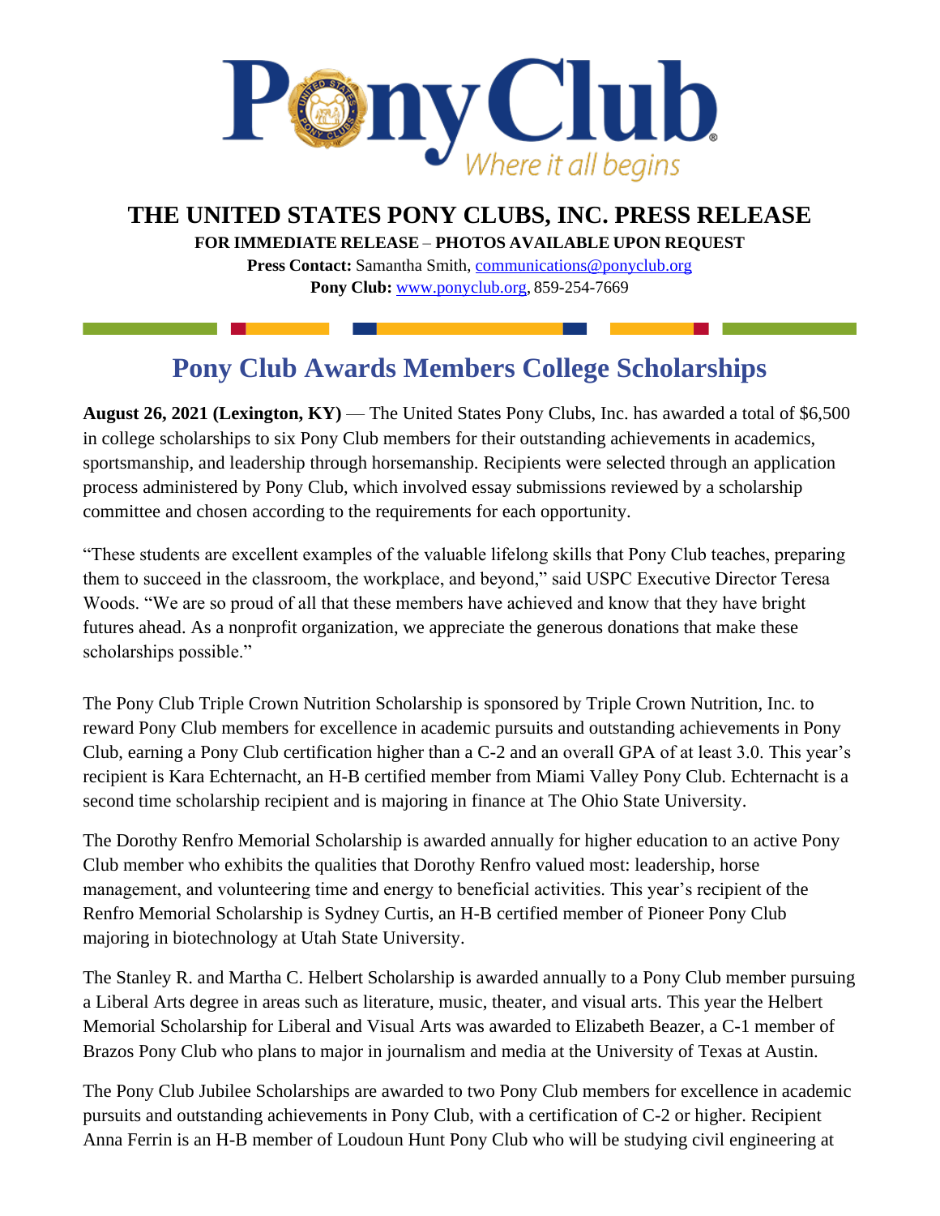Pony Club
Where it all begins

# THE UNITED STATES PONY CLUBS, INC. PRESS RELEASE

**FOR IMMEDIATE RELEASE – PHOTOS AVAILABLE UPON REQUEST**

**Press Contact:** Samantha Smith, communications@ponyclub.org

**Pony Club:** www.ponyclub.org, 859-254-7669

## Pony Club Awards Members College Scholarships

**August 26, 2021 (Lexington, KY)** — The United States Pony Clubs, Inc. has awarded a total of $6,500 in college scholarships to six Pony Club members for their outstanding achievements in academics, sportsmanship, and leadership through horsemanship. Recipients were selected through an application process administered by Pony Club, which involved essay submissions reviewed by a scholarship committee and chosen according to the requirements for each opportunity.

"These students are excellent examples of the valuable lifelong skills that Pony Club teaches, preparing them to succeed in the classroom, the workplace, and beyond," said USPC Executive Director Teresa Woods. "We are so proud of all that these members have achieved and know that they have bright futures ahead. As a nonprofit organization, we appreciate the generous donations that make these scholarships possible."

The Pony Club Triple Crown Nutrition Scholarship is sponsored by Triple Crown Nutrition, Inc. to reward Pony Club members for excellence in academic pursuits and outstanding achievements in Pony Club, earning a Pony Club certification higher than a C-2 and an overall GPA of at least 3.0. This year's recipient is Kara Echternacht, an H-B certified member from Miami Valley Pony Club. Echternacht is a second time scholarship recipient and is majoring in finance at The Ohio State University.

The Dorothy Renfro Memorial Scholarship is awarded annually for higher education to an active Pony Club member who exhibits the qualities that Dorothy Renfro valued most: leadership, horse management, and volunteering time and energy to beneficial activities. This year's recipient of the Renfro Memorial Scholarship is Sydney Curtis, an H-B certified member of Pioneer Pony Club majoring in biotechnology at Utah State University.

The Stanley R. and Martha C. Helbert Scholarship is awarded annually to a Pony Club member pursuing a Liberal Arts degree in areas such as literature, music, theater, and visual arts. This year the Helbert Memorial Scholarship for Liberal and Visual Arts was awarded to Elizabeth Beazer, a C-1 member of Brazos Pony Club who plans to major in journalism and media at the University of Texas at Austin.

The Pony Club Jubilee Scholarships are awarded to two Pony Club members for excellence in academic pursuits and outstanding achievements in Pony Club, with a certification of C-2 or higher. Recipient Anna Ferrin is an H-B member of Loudoun Hunt Pony Club who will be studying civil engineering at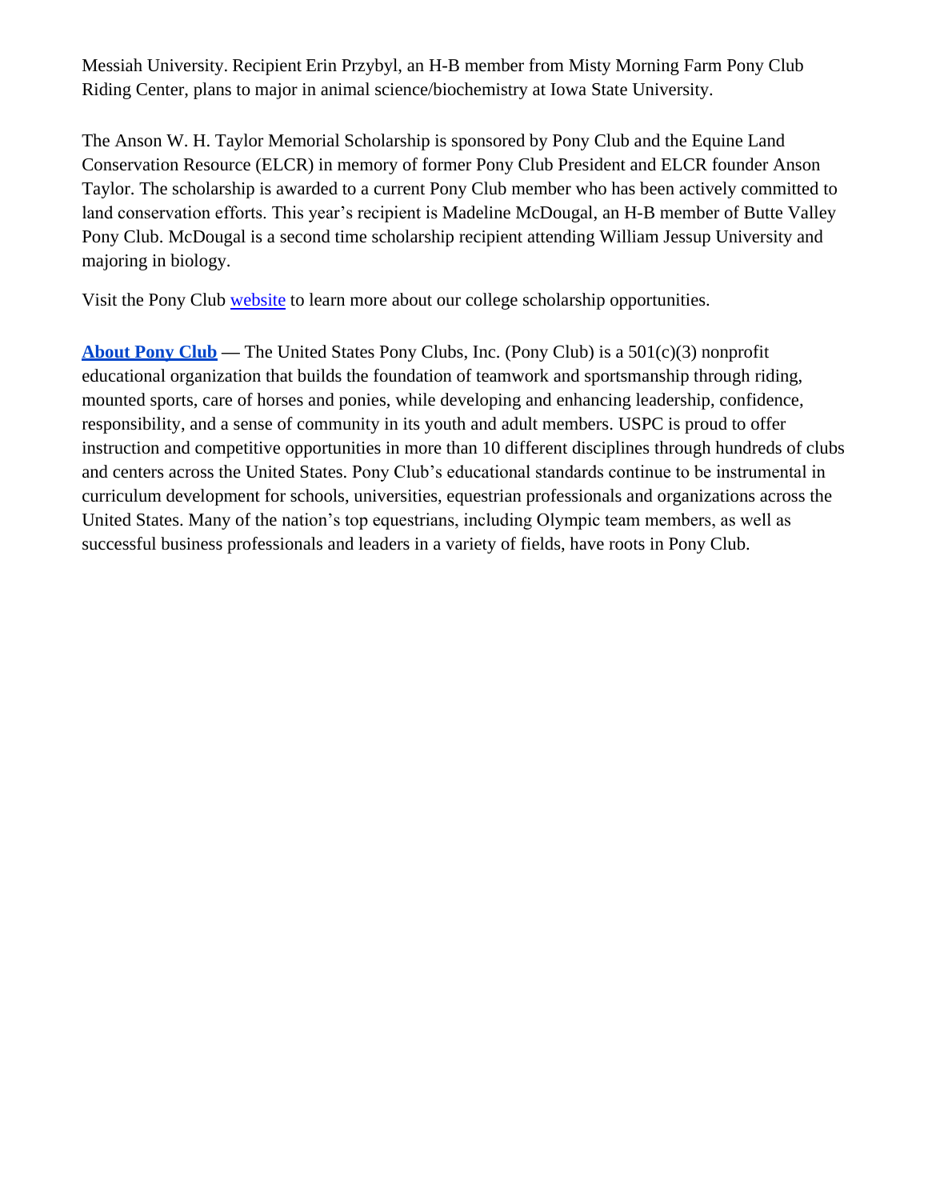Messiah University. Recipient Erin Przybyl, an H-B member from Misty Morning Farm Pony Club Riding Center, plans to major in animal science/biochemistry at Iowa State University.

The Anson W. H. Taylor Memorial Scholarship is sponsored by Pony Club and the Equine Land Conservation Resource (ELCR) in memory of former Pony Club President and ELCR founder Anson Taylor. The scholarship is awarded to a current Pony Club member who has been actively committed to land conservation efforts. This year's recipient is Madeline McDougal, an H-B member of Butte Valley Pony Club. McDougal is a second time scholarship recipient attending William Jessup University and majoring in biology.

Visit the Pony Club website to learn more about our college scholarship opportunities.

**About Pony Club** — The United States Pony Clubs, Inc. (Pony Club) is a 501(c)(3) nonprofit educational organization that builds the foundation of teamwork and sportsmanship through riding, mounted sports, care of horses and ponies, while developing and enhancing leadership, confidence, responsibility, and a sense of community in its youth and adult members. USPC is proud to offer instruction and competitive opportunities in more than 10 different disciplines through hundreds of clubs and centers across the United States. Pony Club's educational standards continue to be instrumental in curriculum development for schools, universities, equestrian professionals and organizations across the United States. Many of the nation's top equestrians, including Olympic team members, as well as successful business professionals and leaders in a variety of fields, have roots in Pony Club.